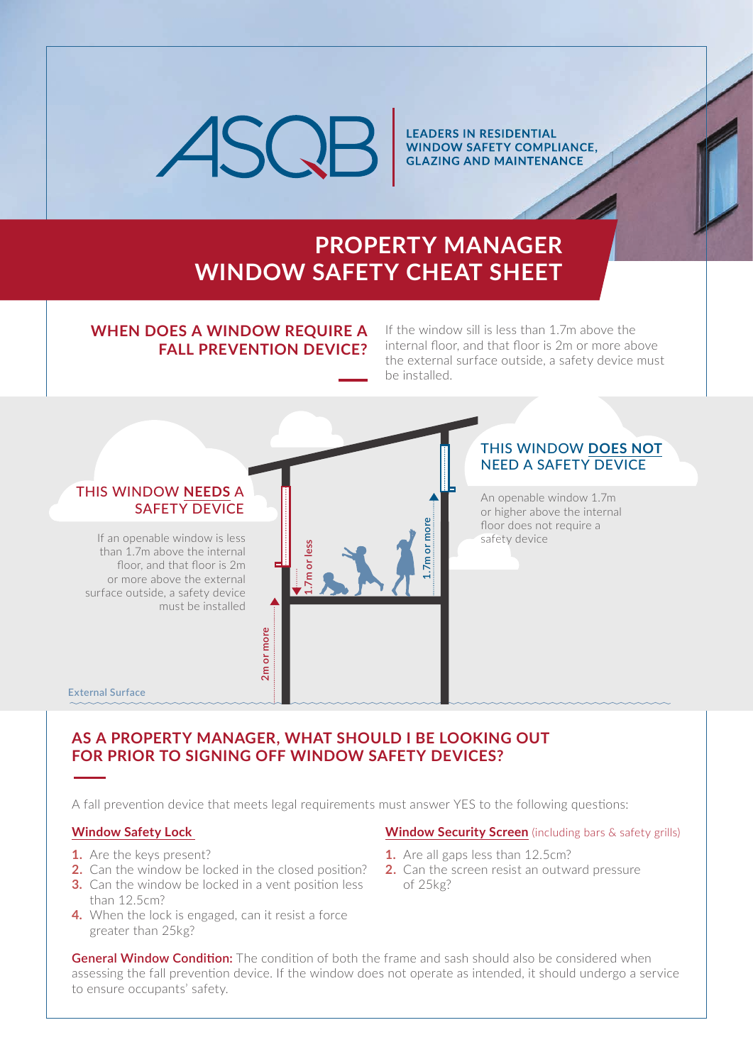ASQB

LEADERS IN RESIDENTIAL WINDOW SAFETY COMPLIANCE, GLAZING AND MAINTENANCE

# PROPERTY MANAGER WINDOW SAFETY CHEAT SHEET

## WHEN DOES A WINDOW REQUIRE A FALL PREVENTION DEVICE?

If the window sill is less than 1.7m above the internal floor, and that floor is 2m or more above the external surface outside, a safety device must be installed.

### THIS WINDOW **NEEDS** A SAFETY DEVICE

If an openable window is less than 1.7m above the internal floor, and that floor is 2m or more above the external surface outside, a safety device must be installed

### THIS WINDOW **DOES NOT** NEED A SAFETY DEVICE

An openable window 1.7m or higher above the internal floor does not require a safety device

1.7m or less

1.7m or more

2m or more

External Surface

## AS A PROPERTY MANAGER, WHAT SHOULD I BE LOOKING OUT FOR PRIOR TO SIGNING OFF WINDOW SAFETY DEVICES?

A fall prevention device that meets legal requirements must answer YES to the following questions:

### Window Safety Lock

1. Are the keys present?
2. Can the window be locked in the closed position?
3. Can the window be locked in a vent position less than 12.5cm?
4. When the lock is engaged, can it resist a force greater than 25kg?

### Window Security Screen (including bars & safety grills)

1. Are all gaps less than 12.5cm?
2. Can the screen resist an outward pressure of 25kg?

**General Window Condition:** The condition of both the frame and sash should also be considered when assessing the fall prevention device. If the window does not operate as intended, it should undergo a service to ensure occupants' safety.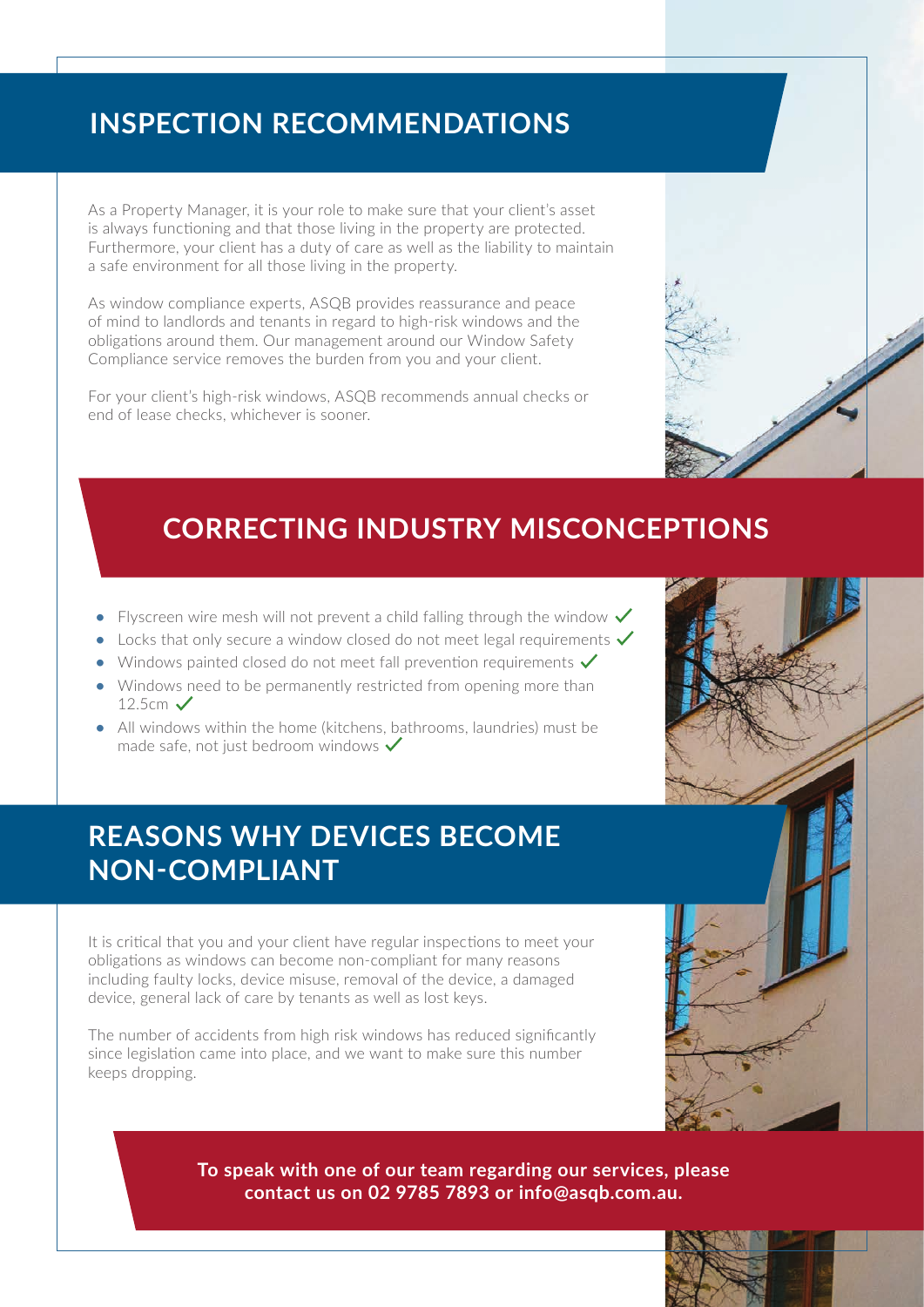## INSPECTION RECOMMENDATIONS

As a Property Manager, it is your role to make sure that your client's asset is always functioning and that those living in the property are protected. Furthermore, your client has a duty of care as well as the liability to maintain a safe environment for all those living in the property.

As window compliance experts, ASQB provides reassurance and peace of mind to landlords and tenants in regard to high-risk windows and the obligations around them. Our management around our Window Safety Compliance service removes the burden from you and your client.

For your client's high-risk windows, ASQB recommends annual checks or end of lease checks, whichever is sooner.

## CORRECTING INDUSTRY MISCONCEPTIONS

- Flyscreen wire mesh will not prevent a child falling through the window ✓
- Locks that only secure a window closed do not meet legal requirements ✓
- Windows painted closed do not meet fall prevention requirements ✓
- Windows need to be permanently restricted from opening more than 12.5cm ✓
- All windows within the home (kitchens, bathrooms, laundries) must be made safe, not just bedroom windows ✓

## REASONS WHY DEVICES BECOME NON-COMPLIANT

It is critical that you and your client have regular inspections to meet your obligations as windows can become non-compliant for many reasons including faulty locks, device misuse, removal of the device, a damaged device, general lack of care by tenants as well as lost keys.

The number of accidents from high risk windows has reduced significantly since legislation came into place, and we want to make sure this number keeps dropping.

**To speak with one of our team regarding our services, please contact us on 02 9785 7893 or info@asqb.com.au.**